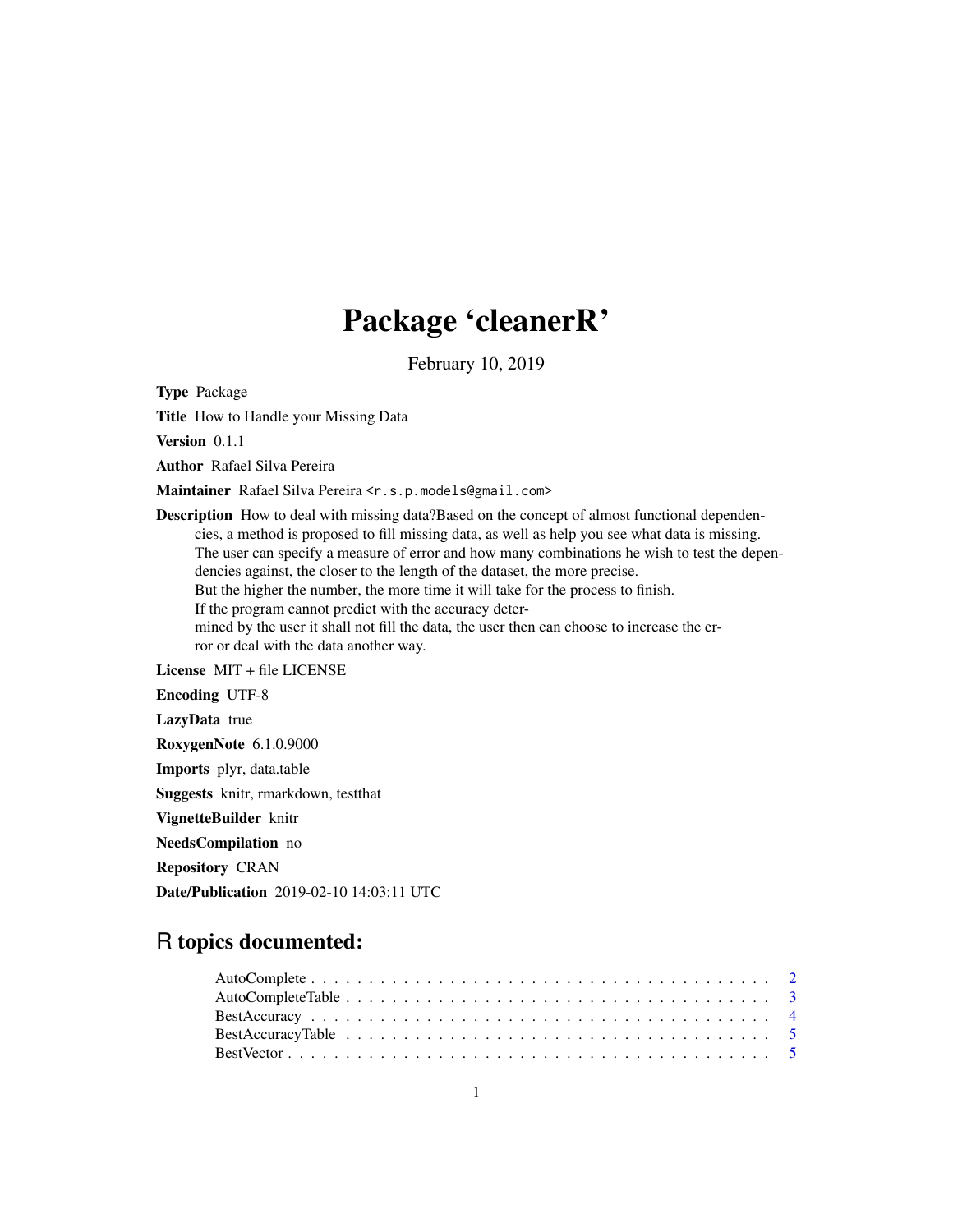# Package 'cleanerR'

February 10, 2019

**Type** Package

**Title** How to Handle your Missing Data

**Version** 0.1.1

**Author** Rafael Silva Pereira

**Maintainer** Rafael Silva Pereira <r.s.p.models@gmail.com>

**Description** How to deal with missing data?Based on the concept of almost functional dependencies, a method is proposed to fill missing data, as well as help you see what data is missing. The user can specify a measure of error and how many combinations he wish to test the dependencies against, the closer to the length of the dataset, the more precise.
But the higher the number, the more time it will take for the process to finish.
If the program cannot predict with the accuracy determined by the user it shall not fill the data, the user then can choose to increase the error or deal with the data another way.

**License** MIT + file LICENSE

**Encoding** UTF-8

**LazyData** true

**RoxygenNote** 6.1.0.9000

**Imports** plyr, data.table

**Suggests** knitr, rmarkdown, testthat

**VignetteBuilder** knitr

**NeedsCompilation** no

**Repository** CRAN

**Date/Publication** 2019-02-10 14:03:11 UTC

## R topics documented:

- AutoComplete . . . . . . . . . . . . . . . . . . . . . . . . . . . . . . . . . . . . . . . 2
- AutoCompleteTable . . . . . . . . . . . . . . . . . . . . . . . . . . . . . . . . . . . . 3
- BestAccuracy . . . . . . . . . . . . . . . . . . . . . . . . . . . . . . . . . . . . . . . 4
- BestAccuracyTable . . . . . . . . . . . . . . . . . . . . . . . . . . . . . . . . . . . . 5
- BestVector . . . . . . . . . . . . . . . . . . . . . . . . . . . . . . . . . . . . . . . . 5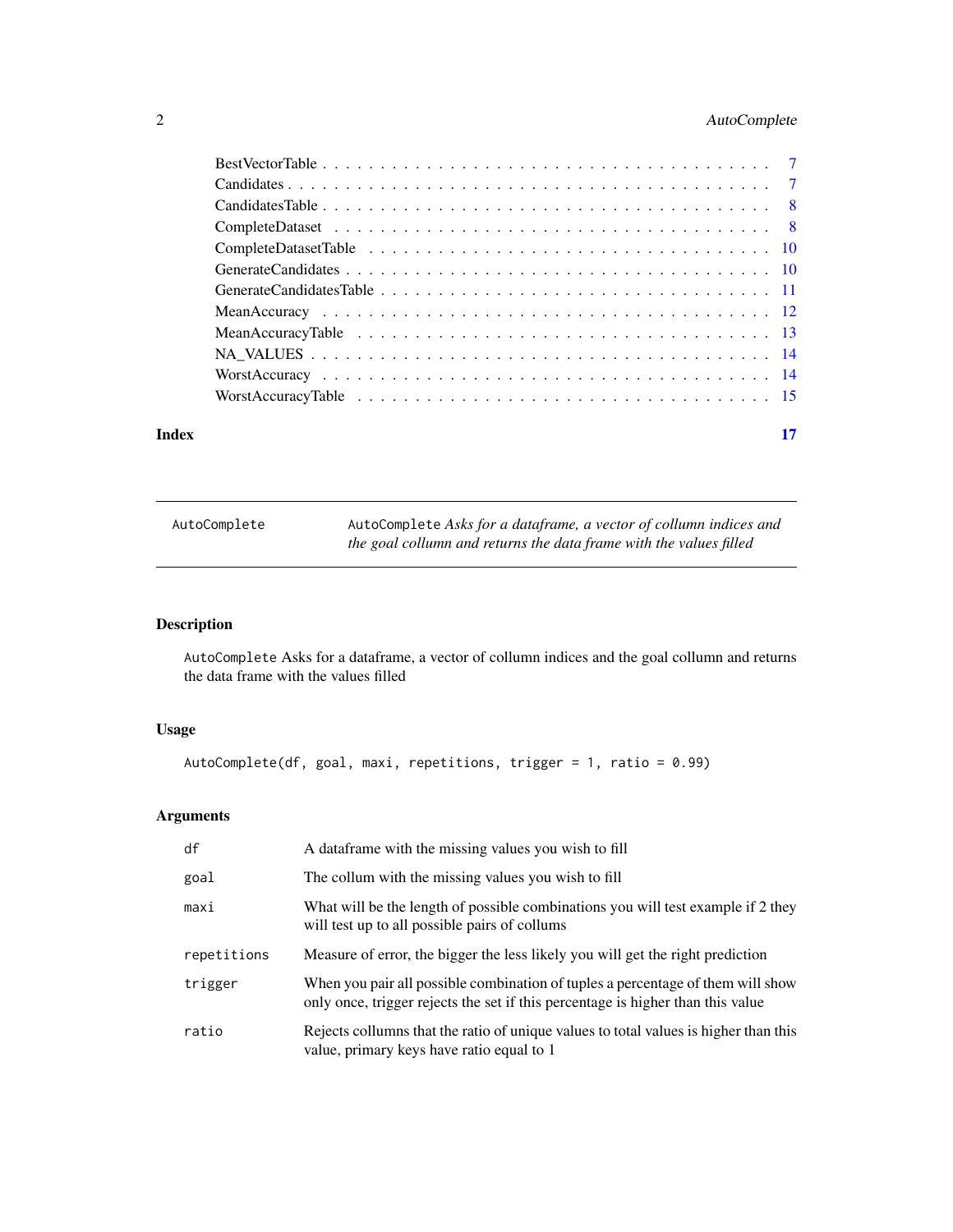| | |
|---|---|
| BestVectorTable | 7 |
| Candidates | 7 |
| CandidatesTable | 8 |
| CompleteDataset | 8 |
| CompleteDatasetTable | 10 |
| GenerateCandidates | 10 |
| GenerateCandidatesTable | 11 |
| MeanAccuracy | 12 |
| MeanAccuracyTable | 13 |
| NA_VALUES | 14 |
| WorstAccuracy | 14 |
| WorstAccuracyTable | 15 |

**Index** 17

---

`AutoComplete` — `AutoComplete` *Asks for a dataframe, a vector of collumn indices and the goal collumn and returns the data frame with the values filled*

---

## Description

`AutoComplete` Asks for a dataframe, a vector of collumn indices and the goal collumn and returns the data frame with the values filled

## Usage

```
AutoComplete(df, goal, maxi, repetitions, trigger = 1, ratio = 0.99)
```

## Arguments

| | |
|---|---|
| `df` | A dataframe with the missing values you wish to fill |
| `goal` | The collum with the missing values you wish to fill |
| `maxi` | What will be the length of possible combinations you will test example if 2 they will test up to all possible pairs of collums |
| `repetitions` | Measure of error, the bigger the less likely you will get the right prediction |
| `trigger` | When you pair all possible combination of tuples a percentage of them will show only once, trigger rejects the set if this percentage is higher than this value |
| `ratio` | Rejects collumns that the ratio of unique values to total values is higher than this value, primary keys have ratio equal to 1 |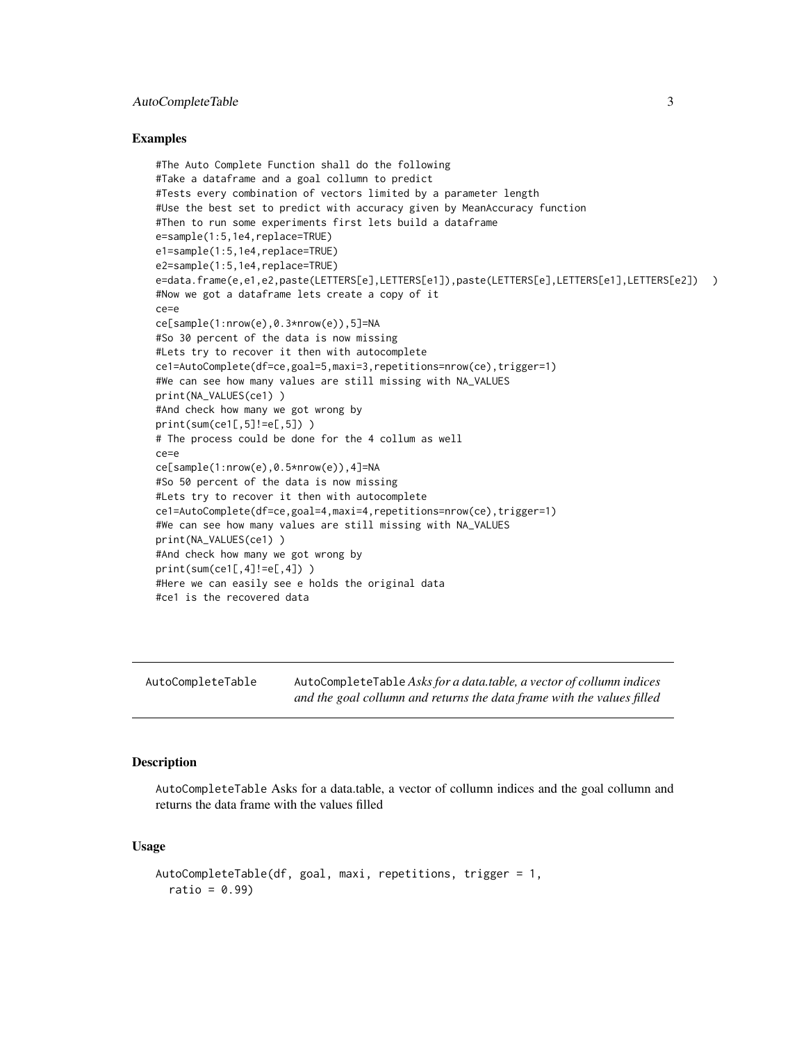## Examples

```
#The Auto Complete Function shall do the following
#Take a dataframe and a goal collumn to predict
#Tests every combination of vectors limited by a parameter length
#Use the best set to predict with accuracy given by MeanAccuracy function
#Then to run some experiments first lets build a dataframe
e=sample(1:5,1e4,replace=TRUE)
e1=sample(1:5,1e4,replace=TRUE)
e2=sample(1:5,1e4,replace=TRUE)
e=data.frame(e,e1,e2,paste(LETTERS[e],LETTERS[e1]),paste(LETTERS[e],LETTERS[e1],LETTERS[e2])  )
#Now we got a dataframe lets create a copy of it
ce=e
ce[sample(1:nrow(e),0.3*nrow(e)),5]=NA
#So 30 percent of the data is now missing
#Lets try to recover it then with autocomplete
ce1=AutoComplete(df=ce,goal=5,maxi=3,repetitions=nrow(ce),trigger=1)
#We can see how many values are still missing with NA_VALUES
print(NA_VALUES(ce1) )
#And check how many we got wrong by
print(sum(ce1[,5]!=e[,5]) )
# The process could be done for the 4 collum as well
ce=e
ce[sample(1:nrow(e),0.5*nrow(e)),4]=NA
#So 50 percent of the data is now missing
#Lets try to recover it then with autocomplete
ce1=AutoComplete(df=ce,goal=4,maxi=4,repetitions=nrow(ce),trigger=1)
#We can see how many values are still missing with NA_VALUES
print(NA_VALUES(ce1) )
#And check how many we got wrong by
print(sum(ce1[,4]!=e[,4]) )
#Here we can easily see e holds the original data
#ce1 is the recovered data
```

---

`AutoCompleteTable` &nbsp;&nbsp;&nbsp; `AutoCompleteTable` *Asks for a data.table, a vector of collumn indices and the goal collumn and returns the data frame with the values filled*

---

## Description

`AutoCompleteTable` Asks for a data.table, a vector of collumn indices and the goal collumn and returns the data frame with the values filled

## Usage

```
AutoCompleteTable(df, goal, maxi, repetitions, trigger = 1,
  ratio = 0.99)
```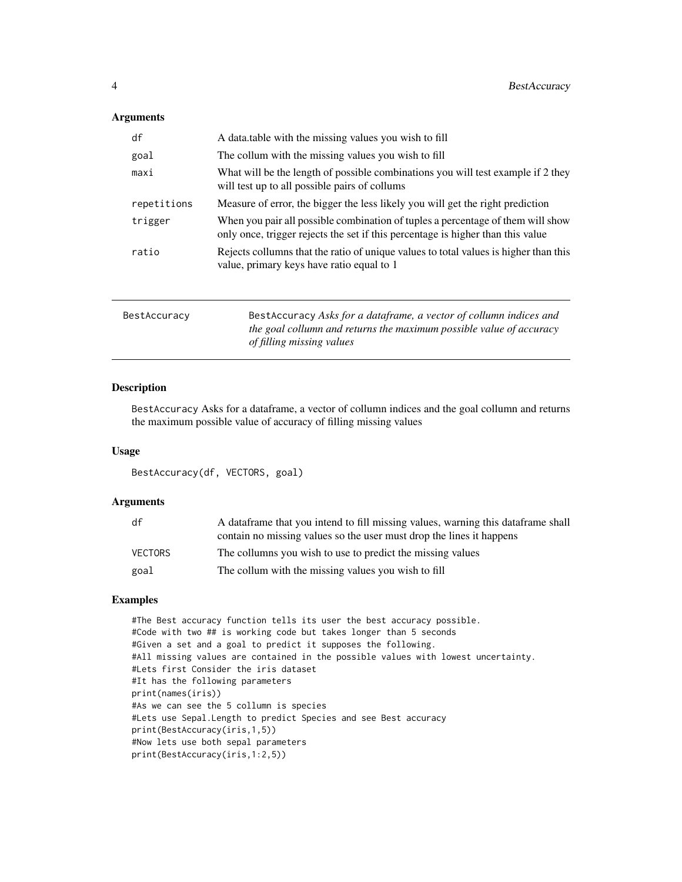## Arguments

| | |
|---|---|
| `df` | A data.table with the missing values you wish to fill |
| `goal` | The collum with the missing values you wish to fill |
| `maxi` | What will be the length of possible combinations you will test example if 2 they will test up to all possible pairs of collums |
| `repetitions` | Measure of error, the bigger the less likely you will get the right prediction |
| `trigger` | When you pair all possible combination of tuples a percentage of them will show only once, trigger rejects the set if this percentage is higher than this value |
| `ratio` | Rejects collumns that the ratio of unique values to total values is higher than this value, primary keys have ratio equal to 1 |

---

# BestAccuracy

`BestAccuracy` *Asks for a dataframe, a vector of collumn indices and the goal collumn and returns the maximum possible value of accuracy of filling missing values*

## Description

`BestAccuracy` Asks for a dataframe, a vector of collumn indices and the goal collumn and returns the maximum possible value of accuracy of filling missing values

## Usage

```
BestAccuracy(df, VECTORS, goal)
```

## Arguments

| | |
|---|---|
| `df` | A dataframe that you intend to fill missing values, warning this dataframe shall contain no missing values so the user must drop the lines it happens |
| `VECTORS` | The collumns you wish to use to predict the missing values |
| `goal` | The collum with the missing values you wish to fill |

## Examples

```
#The Best accuracy function tells its user the best accuracy possible.
#Code with two ## is working code but takes longer than 5 seconds
#Given a set and a goal to predict it supposes the following.
#All missing values are contained in the possible values with lowest uncertainty.
#Lets first Consider the iris dataset
#It has the following parameters
print(names(iris))
#As we can see the 5 collumn is species
#Lets use Sepal.Length to predict Species and see Best accuracy
print(BestAccuracy(iris,1,5))
#Now lets use both sepal parameters
print(BestAccuracy(iris,1:2,5))
```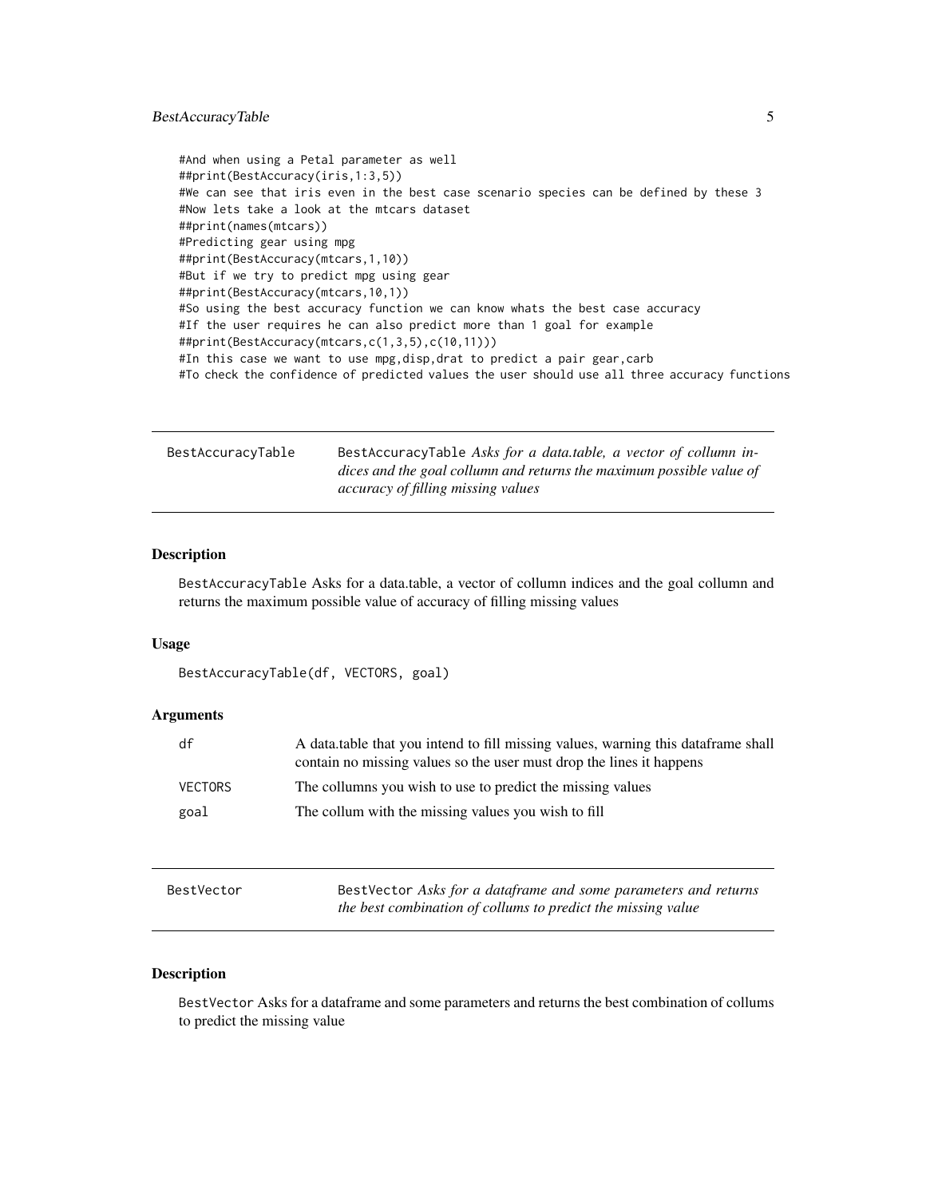```
#And when using a Petal parameter as well
##print(BestAccuracy(iris,1:3,5))
#We can see that iris even in the best case scenario species can be defined by these 3
#Now lets take a look at the mtcars dataset
##print(names(mtcars))
#Predicting gear using mpg
##print(BestAccuracy(mtcars,1,10))
#But if we try to predict mpg using gear
##print(BestAccuracy(mtcars,10,1))
#So using the best accuracy function we can know whats the best case accuracy
#If the user requires he can also predict more than 1 goal for example
##print(BestAccuracy(mtcars,c(1,3,5),c(10,11)))
#In this case we want to use mpg,disp,drat to predict a pair gear,carb
#To check the confidence of predicted values the user should use all three accuracy functions
```

## BestAccuracyTable

`BestAccuracyTable` *Asks for a data.table, a vector of collumn indices and the goal collumn and returns the maximum possible value of accuracy of filling missing values*

### Description

`BestAccuracyTable` Asks for a data.table, a vector of collumn indices and the goal collumn and returns the maximum possible value of accuracy of filling missing values

### Usage

```
BestAccuracyTable(df, VECTORS, goal)
```

### Arguments

| | |
|---|---|
| `df` | A data.table that you intend to fill missing values, warning this dataframe shall contain no missing values so the user must drop the lines it happens |
| `VECTORS` | The collumns you wish to use to predict the missing values |
| `goal` | The collum with the missing values you wish to fill |

## BestVector

`BestVector` *Asks for a dataframe and some parameters and returns the best combination of collums to predict the missing value*

### Description

`BestVector` Asks for a dataframe and some parameters and returns the best combination of collums to predict the missing value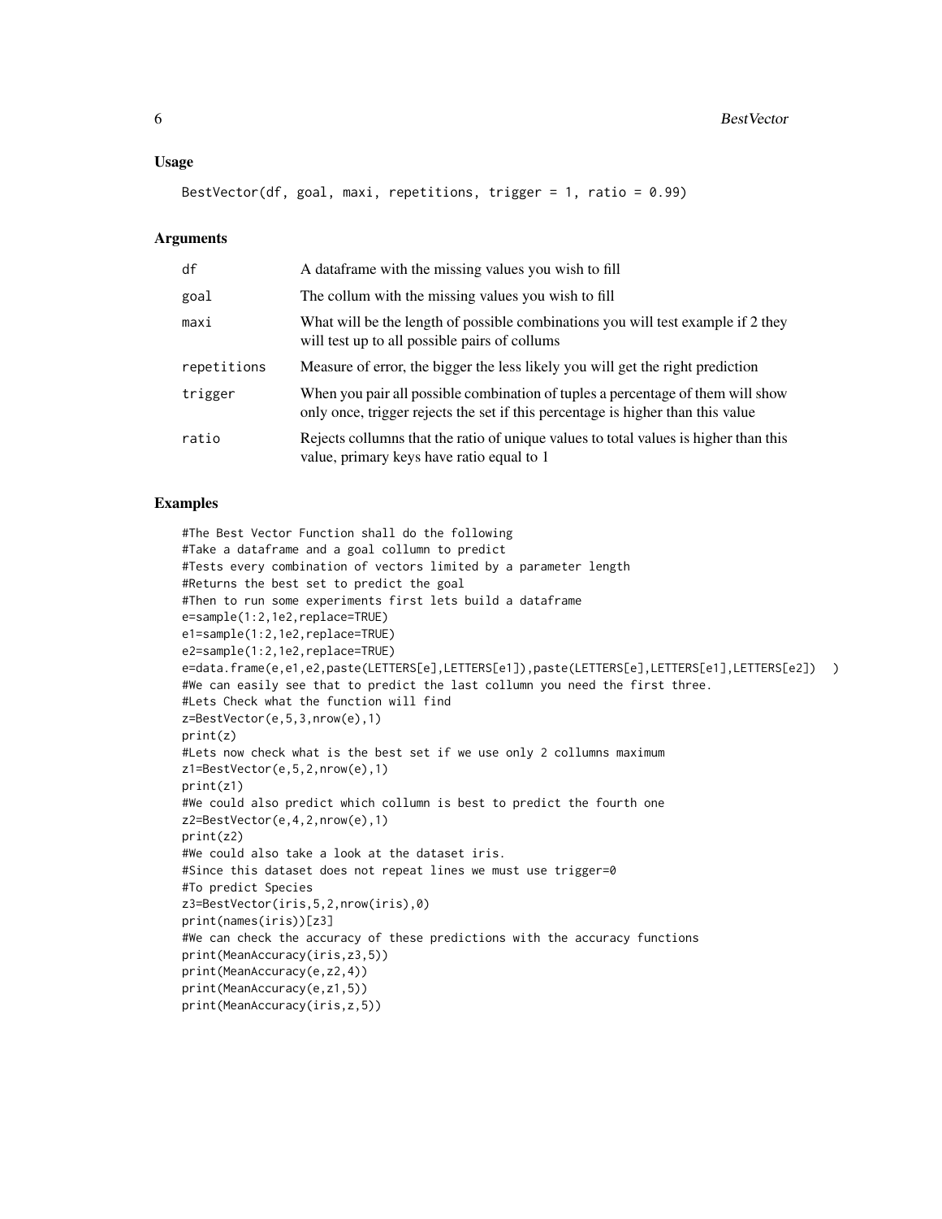## Usage

```
BestVector(df, goal, maxi, repetitions, trigger = 1, ratio = 0.99)
```

## Arguments

| | |
|---|---|
| df | A dataframe with the missing values you wish to fill |
| goal | The collum with the missing values you wish to fill |
| maxi | What will be the length of possible combinations you will test example if 2 they will test up to all possible pairs of collums |
| repetitions | Measure of error, the bigger the less likely you will get the right prediction |
| trigger | When you pair all possible combination of tuples a percentage of them will show only once, trigger rejects the set if this percentage is higher than this value |
| ratio | Rejects collumns that the ratio of unique values to total values is higher than this value, primary keys have ratio equal to 1 |

## Examples

```
#The Best Vector Function shall do the following
#Take a dataframe and a goal collumn to predict
#Tests every combination of vectors limited by a parameter length
#Returns the best set to predict the goal
#Then to run some experiments first lets build a dataframe
e=sample(1:2,1e2,replace=TRUE)
e1=sample(1:2,1e2,replace=TRUE)
e2=sample(1:2,1e2,replace=TRUE)
e=data.frame(e,e1,e2,paste(LETTERS[e],LETTERS[e1]),paste(LETTERS[e],LETTERS[e1],LETTERS[e2])   )
#We can easily see that to predict the last collumn you need the first three.
#Lets Check what the function will find
z=BestVector(e,5,3,nrow(e),1)
print(z)
#Lets now check what is the best set if we use only 2 collumns maximum
z1=BestVector(e,5,2,nrow(e),1)
print(z1)
#We could also predict which collumn is best to predict the fourth one
z2=BestVector(e,4,2,nrow(e),1)
print(z2)
#We could also take a look at the dataset iris.
#Since this dataset does not repeat lines we must use trigger=0
#To predict Species
z3=BestVector(iris,5,2,nrow(iris),0)
print(names(iris))[z3]
#We can check the accuracy of these predictions with the accuracy functions
print(MeanAccuracy(iris,z3,5))
print(MeanAccuracy(e,z2,4))
print(MeanAccuracy(e,z1,5))
print(MeanAccuracy(iris,z,5))
```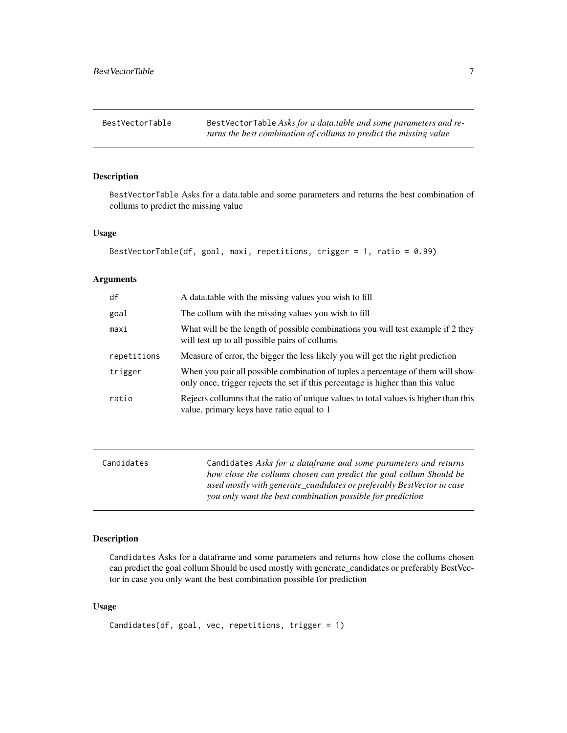## BestVectorTable

BestVectorTable *Asks for a data.table and some parameters and returns the best combination of collums to predict the missing value*

### Description

BestVectorTable Asks for a data.table and some parameters and returns the best combination of collums to predict the missing value

### Usage

```
BestVectorTable(df, goal, maxi, repetitions, trigger = 1, ratio = 0.99)
```

### Arguments

| | |
|---|---|
| df | A data.table with the missing values you wish to fill |
| goal | The collum with the missing values you wish to fill |
| maxi | What will be the length of possible combinations you will test example if 2 they will test up to all possible pairs of collums |
| repetitions | Measure of error, the bigger the less likely you will get the right prediction |
| trigger | When you pair all possible combination of tuples a percentage of them will show only once, trigger rejects the set if this percentage is higher than this value |
| ratio | Rejects collumns that the ratio of unique values to total values is higher than this value, primary keys have ratio equal to 1 |

## Candidates

Candidates *Asks for a dataframe and some parameters and returns how close the collums chosen can predict the goal collum Should be used mostly with generate_candidates or preferably BestVector in case you only want the best combination possible for prediction*

### Description

Candidates Asks for a dataframe and some parameters and returns how close the collums chosen can predict the goal collum Should be used mostly with generate_candidates or preferably BestVector in case you only want the best combination possible for prediction

### Usage

```
Candidates(df, goal, vec, repetitions, trigger = 1)
```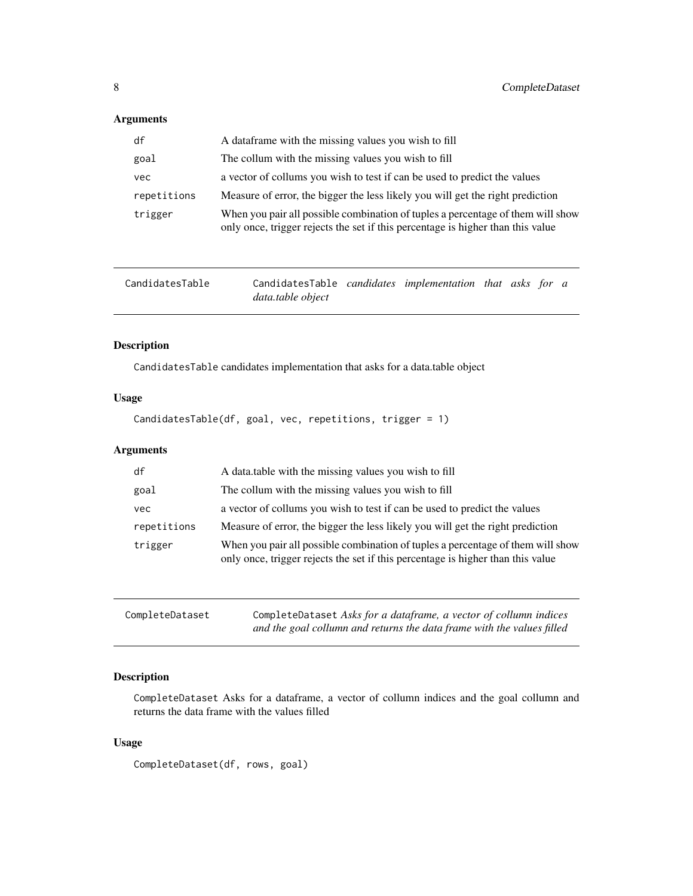### Arguments

| | |
|---|---|
| `df` | A dataframe with the missing values you wish to fill |
| `goal` | The collum with the missing values you wish to fill |
| `vec` | a vector of collums you wish to test if can be used to predict the values |
| `repetitions` | Measure of error, the bigger the less likely you will get the right prediction |
| `trigger` | When you pair all possible combination of tuples a percentage of them will show only once, trigger rejects the set if this percentage is higher than this value |

---

## CandidatesTable — `CandidatesTable` *candidates implementation that asks for a data.table object*

---

### Description

`CandidatesTable` candidates implementation that asks for a data.table object

### Usage

```
CandidatesTable(df, goal, vec, repetitions, trigger = 1)
```

### Arguments

| | |
|---|---|
| `df` | A data.table with the missing values you wish to fill |
| `goal` | The collum with the missing values you wish to fill |
| `vec` | a vector of collums you wish to test if can be used to predict the values |
| `repetitions` | Measure of error, the bigger the less likely you will get the right prediction |
| `trigger` | When you pair all possible combination of tuples a percentage of them will show only once, trigger rejects the set if this percentage is higher than this value |

---

## CompleteDataset — `CompleteDataset` *Asks for a dataframe, a vector of collumn indices and the goal collumn and returns the data frame with the values filled*

---

### Description

`CompleteDataset` Asks for a dataframe, a vector of collumn indices and the goal collumn and returns the data frame with the values filled

### Usage

```
CompleteDataset(df, rows, goal)
```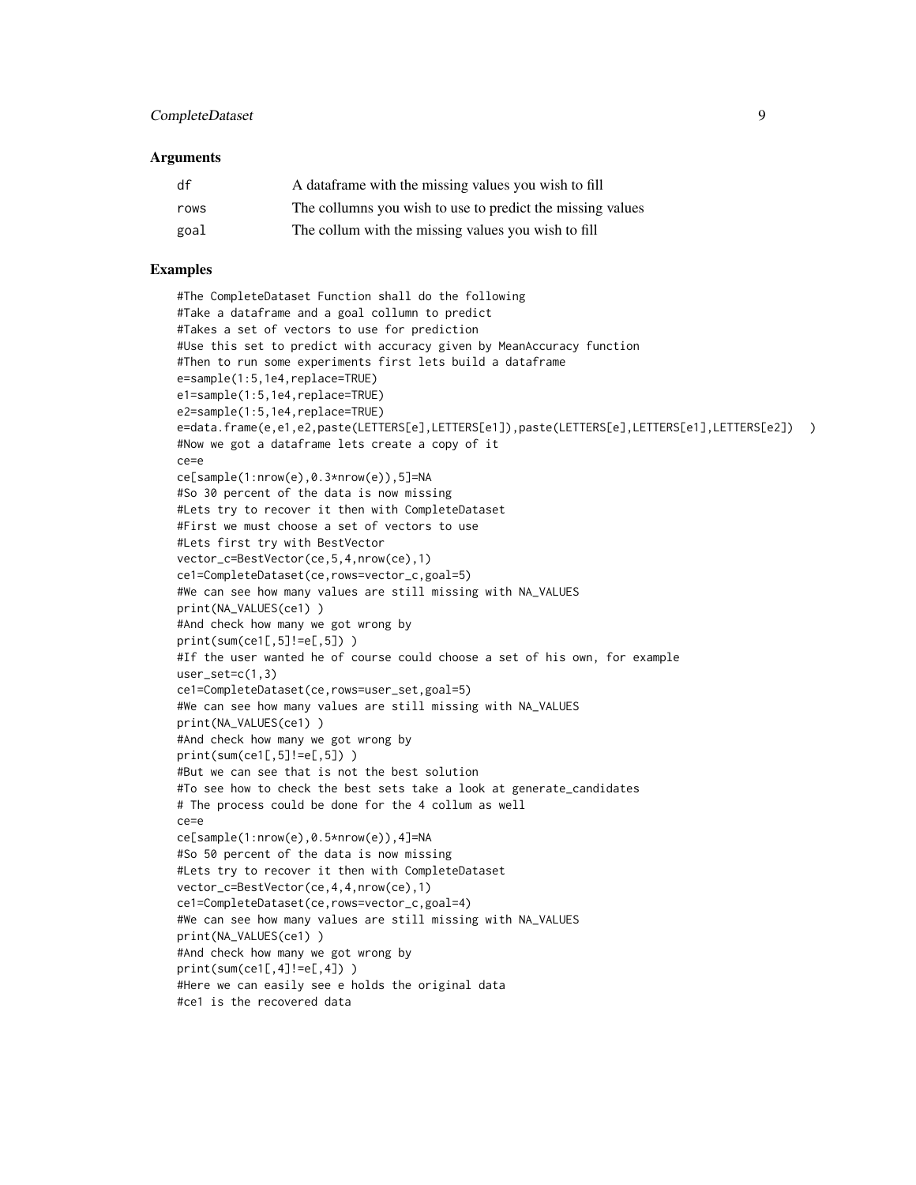## Arguments

| | |
|---|---|
| df | A dataframe with the missing values you wish to fill |
| rows | The collumns you wish to use to predict the missing values |
| goal | The collum with the missing values you wish to fill |

## Examples

```
#The CompleteDataset Function shall do the following
#Take a dataframe and a goal collumn to predict
#Takes a set of vectors to use for prediction
#Use this set to predict with accuracy given by MeanAccuracy function
#Then to run some experiments first lets build a dataframe
e=sample(1:5,1e4,replace=TRUE)
e1=sample(1:5,1e4,replace=TRUE)
e2=sample(1:5,1e4,replace=TRUE)
e=data.frame(e,e1,e2,paste(LETTERS[e],LETTERS[e1]),paste(LETTERS[e],LETTERS[e1],LETTERS[e2])  )
#Now we got a dataframe lets create a copy of it
ce=e
ce[sample(1:nrow(e),0.3*nrow(e)),5]=NA
#So 30 percent of the data is now missing
#Lets try to recover it then with CompleteDataset
#First we must choose a set of vectors to use
#Lets first try with BestVector
vector_c=BestVector(ce,5,4,nrow(ce),1)
ce1=CompleteDataset(ce,rows=vector_c,goal=5)
#We can see how many values are still missing with NA_VALUES
print(NA_VALUES(ce1) )
#And check how many we got wrong by
print(sum(ce1[,5]!=e[,5]) )
#If the user wanted he of course could choose a set of his own, for example
user_set=c(1,3)
ce1=CompleteDataset(ce,rows=user_set,goal=5)
#We can see how many values are still missing with NA_VALUES
print(NA_VALUES(ce1) )
#And check how many we got wrong by
print(sum(ce1[,5]!=e[,5]) )
#But we can see that is not the best solution
#To see how to check the best sets take a look at generate_candidates
# The process could be done for the 4 collum as well
ce=e
ce[sample(1:nrow(e),0.5*nrow(e)),4]=NA
#So 50 percent of the data is now missing
#Lets try to recover it then with CompleteDataset
vector_c=BestVector(ce,4,4,nrow(ce),1)
ce1=CompleteDataset(ce,rows=vector_c,goal=4)
#We can see how many values are still missing with NA_VALUES
print(NA_VALUES(ce1) )
#And check how many we got wrong by
print(sum(ce1[,4]!=e[,4]) )
#Here we can easily see e holds the original data
#ce1 is the recovered data
```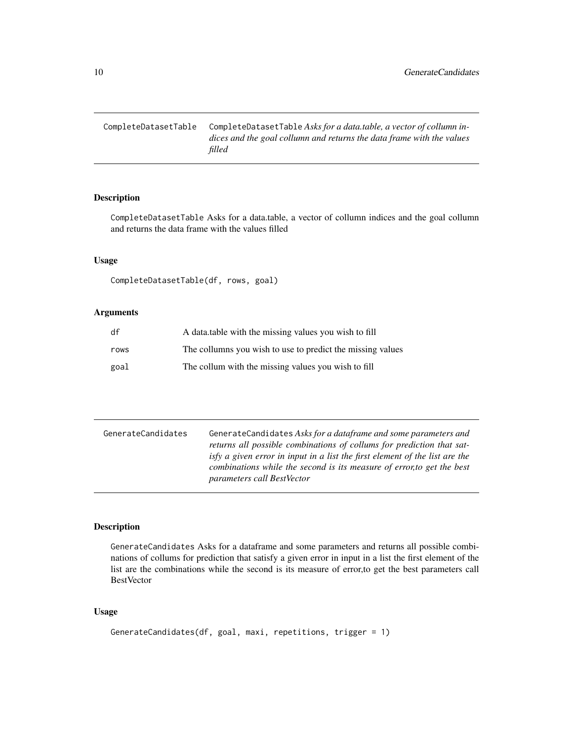## CompleteDatasetTable

`CompleteDatasetTable` *Asks for a data.table, a vector of collumn indices and the goal collumn and returns the data frame with the values filled*

### Description

`CompleteDatasetTable` Asks for a data.table, a vector of collumn indices and the goal collumn and returns the data frame with the values filled

### Usage

```
CompleteDatasetTable(df, rows, goal)
```

### Arguments

| | |
|---|---|
| df | A data.table with the missing values you wish to fill |
| rows | The collumns you wish to use to predict the missing values |
| goal | The collum with the missing values you wish to fill |

## GenerateCandidates

`GenerateCandidates` *Asks for a dataframe and some parameters and returns all possible combinations of collums for prediction that satisfy a given error in input in a list the first element of the list are the combinations while the second is its measure of error,to get the best parameters call BestVector*

### Description

`GenerateCandidates` Asks for a dataframe and some parameters and returns all possible combinations of collums for prediction that satisfy a given error in input in a list the first element of the list are the combinations while the second is its measure of error,to get the best parameters call BestVector

### Usage

```
GenerateCandidates(df, goal, maxi, repetitions, trigger = 1)
```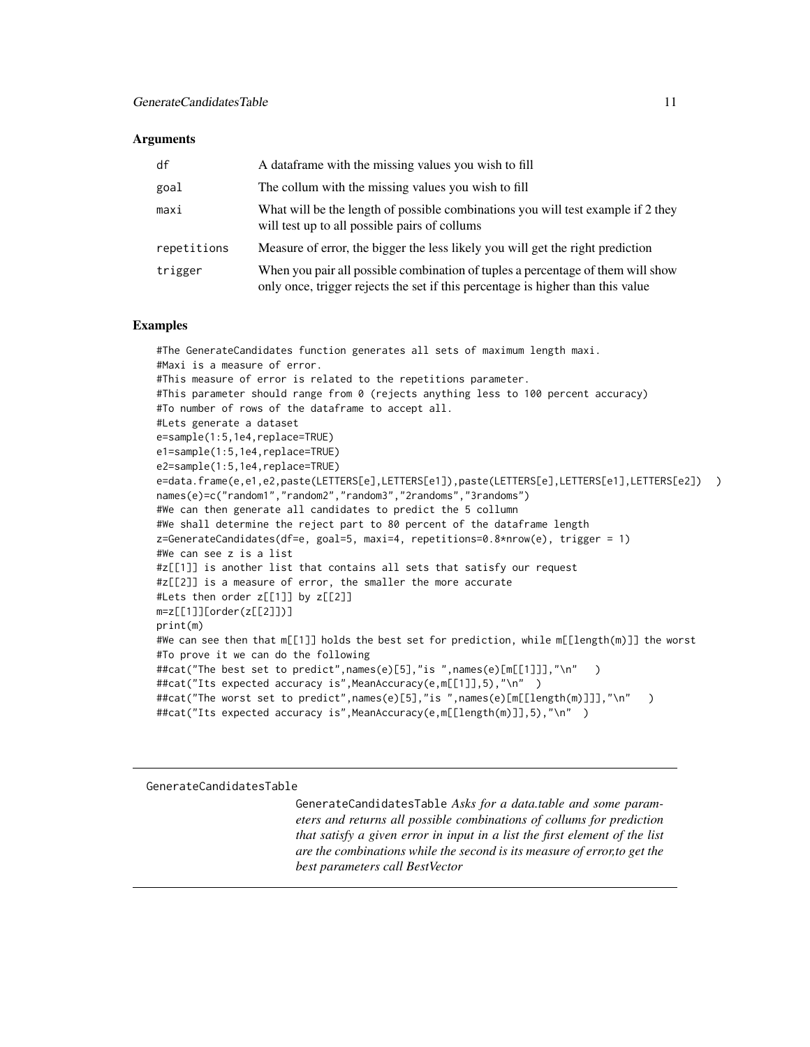### Arguments

| | |
|---|---|
| df | A dataframe with the missing values you wish to fill |
| goal | The collum with the missing values you wish to fill |
| maxi | What will be the length of possible combinations you will test example if 2 they will test up to all possible pairs of collums |
| repetitions | Measure of error, the bigger the less likely you will get the right prediction |
| trigger | When you pair all possible combination of tuples a percentage of them will show only once, trigger rejects the set if this percentage is higher than this value |

### Examples

```
#The GenerateCandidates function generates all sets of maximum length maxi.
#Maxi is a measure of error.
#This measure of error is related to the repetitions parameter.
#This parameter should range from 0 (rejects anything less to 100 percent accuracy)
#To number of rows of the dataframe to accept all.
#Lets generate a dataset
e=sample(1:5,1e4,replace=TRUE)
e1=sample(1:5,1e4,replace=TRUE)
e2=sample(1:5,1e4,replace=TRUE)
e=data.frame(e,e1,e2,paste(LETTERS[e],LETTERS[e1]),paste(LETTERS[e],LETTERS[e1],LETTERS[e2])  )
names(e)=c("random1","random2","random3","2randoms","3randoms")
#We can then generate all candidates to predict the 5 collumn
#We shall determine the reject part to 80 percent of the dataframe length
z=GenerateCandidates(df=e, goal=5, maxi=4, repetitions=0.8*nrow(e), trigger = 1)
#We can see z is a list
#z[[1]] is another list that contains all sets that satisfy our request
#z[[2]] is a measure of error, the smaller the more accurate
#Lets then order z[[1]] by z[[2]]
m=z[[1]][order(z[[2]])]
print(m)
#We can see then that m[[1]] holds the best set for prediction, while m[[length(m)]] the worst
#To prove it we can do the following
##cat("The best set to predict",names(e)[5],"is ",names(e)[m[[1]]],"\n"   )
##cat("Its expected accuracy is",MeanAccuracy(e,m[[1]],5),"\n"  )
##cat("The worst set to predict",names(e)[5],"is ",names(e)[m[[length(m)]]],"\n"   )
##cat("Its expected accuracy is",MeanAccuracy(e,m[[length(m)]],5),"\n"  )
```

---

GenerateCandidatesTable

*GenerateCandidatesTable Asks for a data.table and some parameters and returns all possible combinations of collums for prediction that satisfy a given error in input in a list the first element of the list are the combinations while the second is its measure of error,to get the best parameters call BestVector*

---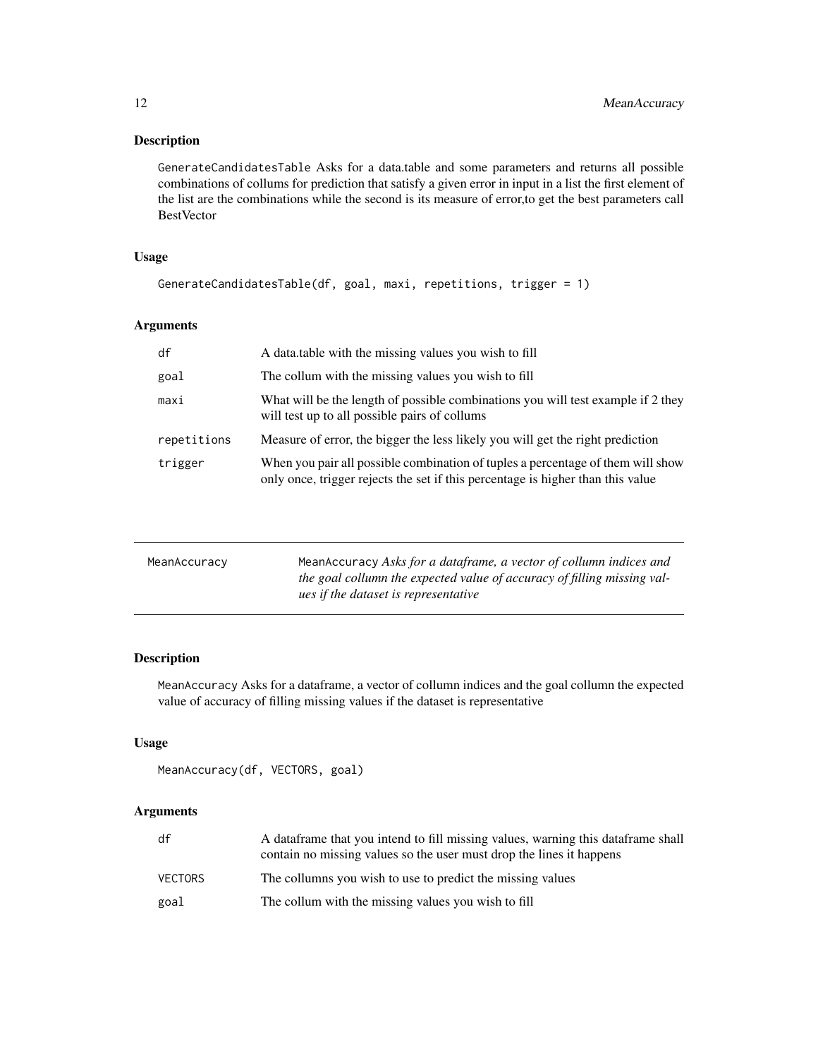### Description

GenerateCandidatesTable Asks for a data.table and some parameters and returns all possible combinations of collums for prediction that satisfy a given error in input in a list the first element of the list are the combinations while the second is its measure of error,to get the best parameters call BestVector

### Usage

```
GenerateCandidatesTable(df, goal, maxi, repetitions, trigger = 1)
```

### Arguments

| | |
|---|---|
| df | A data.table with the missing values you wish to fill |
| goal | The collum with the missing values you wish to fill |
| maxi | What will be the length of possible combinations you will test example if 2 they will test up to all possible pairs of collums |
| repetitions | Measure of error, the bigger the less likely you will get the right prediction |
| trigger | When you pair all possible combination of tuples a percentage of them will show only once, trigger rejects the set if this percentage is higher than this value |

---

## MeanAccuracy

MeanAccuracy *Asks for a dataframe, a vector of collumn indices and the goal collumn the expected value of accuracy of filling missing values if the dataset is representative*

---

### Description

MeanAccuracy Asks for a dataframe, a vector of collumn indices and the goal collumn the expected value of accuracy of filling missing values if the dataset is representative

### Usage

```
MeanAccuracy(df, VECTORS, goal)
```

### Arguments

| | |
|---|---|
| df | A dataframe that you intend to fill missing values, warning this dataframe shall contain no missing values so the user must drop the lines it happens |
| VECTORS | The collumns you wish to use to predict the missing values |
| goal | The collum with the missing values you wish to fill |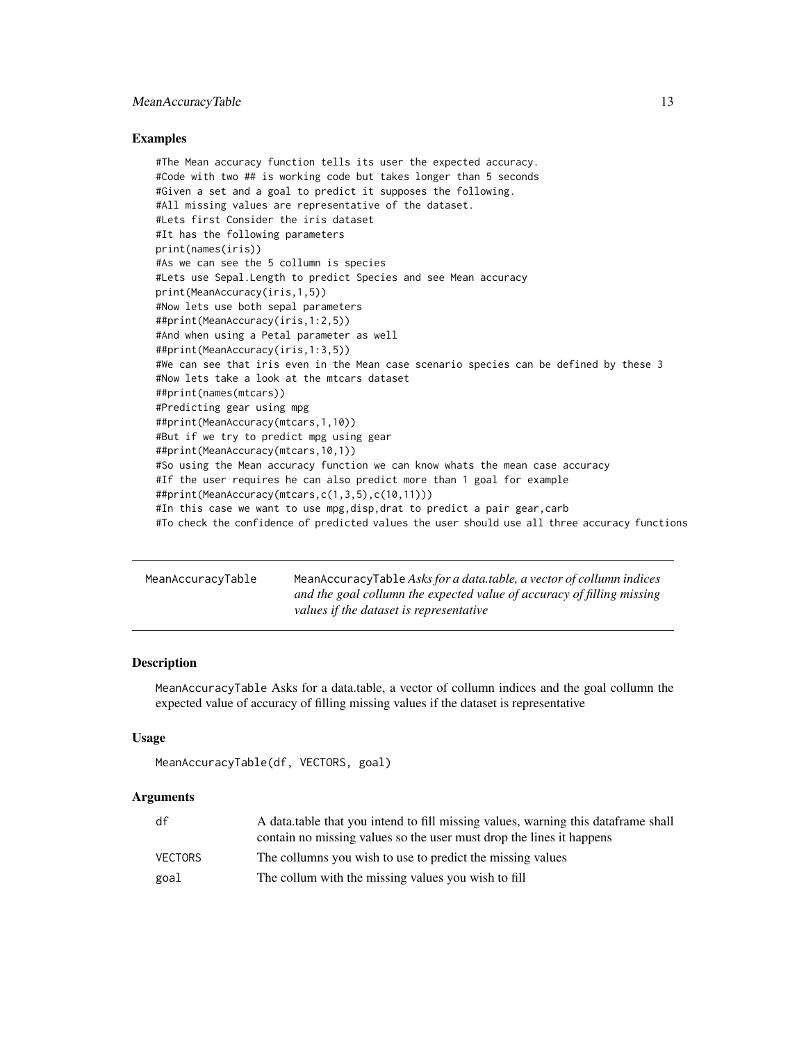## Examples

```
#The Mean accuracy function tells its user the expected accuracy.
#Code with two ## is working code but takes longer than 5 seconds
#Given a set and a goal to predict it supposes the following.
#All missing values are representative of the dataset.
#Lets first Consider the iris dataset
#It has the following parameters
print(names(iris))
#As we can see the 5 collumn is species
#Lets use Sepal.Length to predict Species and see Mean accuracy
print(MeanAccuracy(iris,1,5))
#Now lets use both sepal parameters
##print(MeanAccuracy(iris,1:2,5))
#And when using a Petal parameter as well
##print(MeanAccuracy(iris,1:3,5))
#We can see that iris even in the Mean case scenario species can be defined by these 3
#Now lets take a look at the mtcars dataset
##print(names(mtcars))
#Predicting gear using mpg
##print(MeanAccuracy(mtcars,1,10))
#But if we try to predict mpg using gear
##print(MeanAccuracy(mtcars,10,1))
#So using the Mean accuracy function we can know whats the mean case accuracy
#If the user requires he can also predict more than 1 goal for example
##print(MeanAccuracy(mtcars,c(1,3,5),c(10,11)))
#In this case we want to use mpg,disp,drat to predict a pair gear,carb
#To check the confidence of predicted values the user should use all three accuracy functions
```

---

# MeanAccuracyTable

MeanAccuracyTable *Asks for a data.table, a vector of collumn indices and the goal collumn the expected value of accuracy of filling missing values if the dataset is representative*

---

## Description

MeanAccuracyTable Asks for a data.table, a vector of collumn indices and the goal collumn the expected value of accuracy of filling missing values if the dataset is representative

## Usage

```
MeanAccuracyTable(df, VECTORS, goal)
```

## Arguments

| | |
|---|---|
| df | A data.table that you intend to fill missing values, warning this dataframe shall contain no missing values so the user must drop the lines it happens |
| VECTORS | The collumns you wish to use to predict the missing values |
| goal | The collum with the missing values you wish to fill |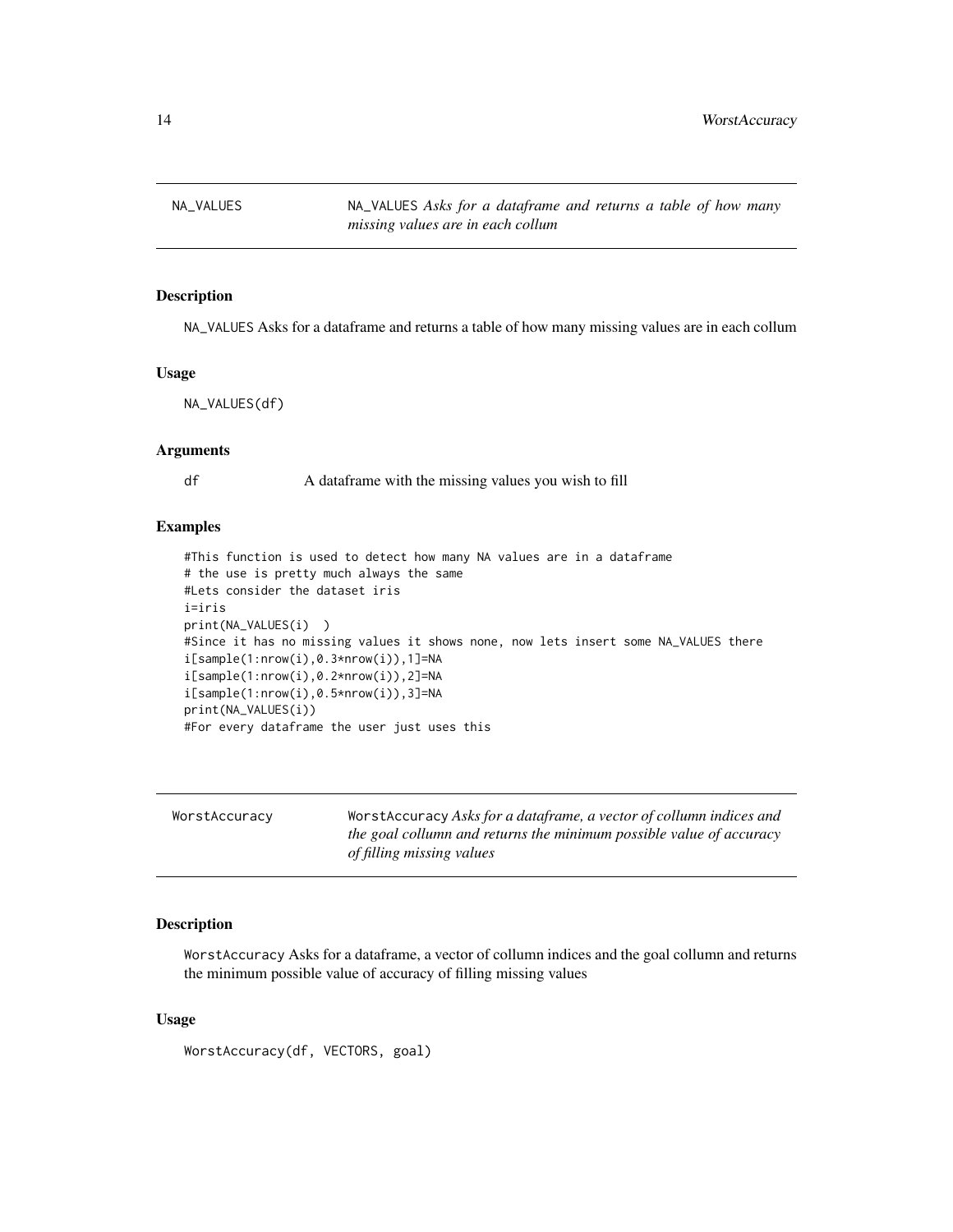## NA_VALUES

NA_VALUES *Asks for a dataframe and returns a table of how many missing values are in each collum*

### Description

NA_VALUES Asks for a dataframe and returns a table of how many missing values are in each collum

### Usage

```
NA_VALUES(df)
```

### Arguments

| | |
|---|---|
| df | A dataframe with the missing values you wish to fill |

### Examples

```
#This function is used to detect how many NA values are in a dataframe
# the use is pretty much always the same
#Lets consider the dataset iris
i=iris
print(NA_VALUES(i)  )
#Since it has no missing values it shows none, now lets insert some NA_VALUES there
i[sample(1:nrow(i),0.3*nrow(i)),1]=NA
i[sample(1:nrow(i),0.2*nrow(i)),2]=NA
i[sample(1:nrow(i),0.5*nrow(i)),3]=NA
print(NA_VALUES(i))
#For every dataframe the user just uses this
```

## WorstAccuracy

WorstAccuracy *Asks for a dataframe, a vector of collumn indices and the goal collumn and returns the minimum possible value of accuracy of filling missing values*

### Description

WorstAccuracy Asks for a dataframe, a vector of collumn indices and the goal collumn and returns the minimum possible value of accuracy of filling missing values

### Usage

```
WorstAccuracy(df, VECTORS, goal)
```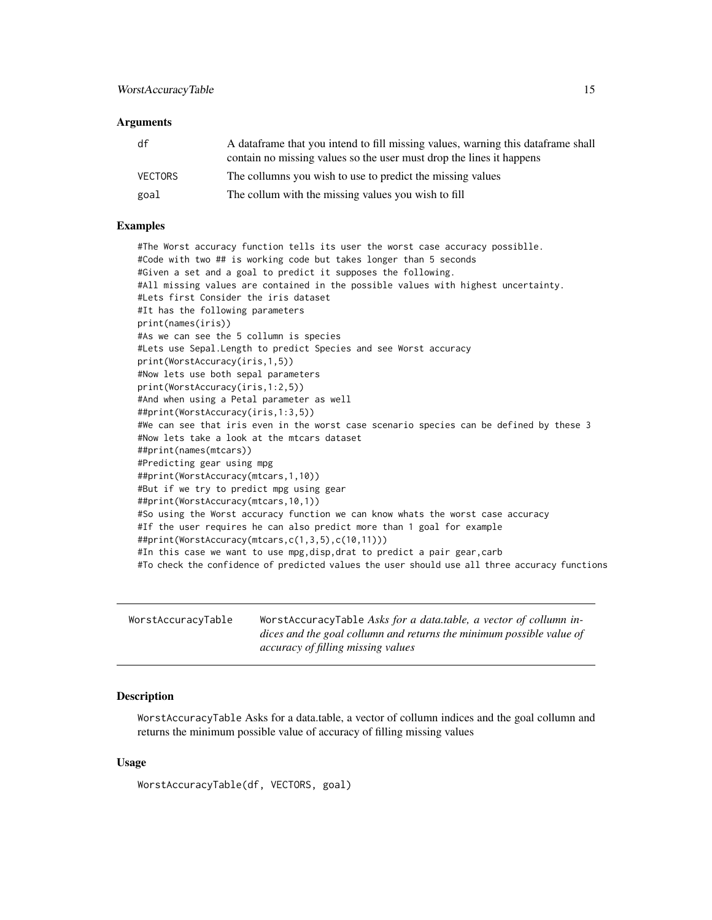### Arguments

| | |
|---|---|
| df | A dataframe that you intend to fill missing values, warning this dataframe shall contain no missing values so the user must drop the lines it happens |
| VECTORS | The collumns you wish to use to predict the missing values |
| goal | The collum with the missing values you wish to fill |

### Examples

```
#The Worst accuracy function tells its user the worst case accuracy possiblle.
#Code with two ## is working code but takes longer than 5 seconds
#Given a set and a goal to predict it supposes the following.
#All missing values are contained in the possible values with highest uncertainty.
#Lets first Consider the iris dataset
#It has the following parameters
print(names(iris))
#As we can see the 5 collumn is species
#Lets use Sepal.Length to predict Species and see Worst accuracy
print(WorstAccuracy(iris,1,5))
#Now lets use both sepal parameters
print(WorstAccuracy(iris,1:2,5))
#And when using a Petal parameter as well
##print(WorstAccuracy(iris,1:3,5))
#We can see that iris even in the worst case scenario species can be defined by these 3
#Now lets take a look at the mtcars dataset
##print(names(mtcars))
#Predicting gear using mpg
##print(WorstAccuracy(mtcars,1,10))
#But if we try to predict mpg using gear
##print(WorstAccuracy(mtcars,10,1))
#So using the Worst accuracy function we can know whats the worst case accuracy
#If the user requires he can also predict more than 1 goal for example
##print(WorstAccuracy(mtcars,c(1,3,5),c(10,11)))
#In this case we want to use mpg,disp,drat to predict a pair gear,carb
#To check the confidence of predicted values the user should use all three accuracy functions
```

---

## WorstAccuracyTable

`WorstAccuracyTable` *Asks for a data.table, a vector of collumn indices and the goal collumn and returns the minimum possible value of accuracy of filling missing values*

### Description

WorstAccuracyTable Asks for a data.table, a vector of collumn indices and the goal collumn and returns the minimum possible value of accuracy of filling missing values

### Usage

```
WorstAccuracyTable(df, VECTORS, goal)
```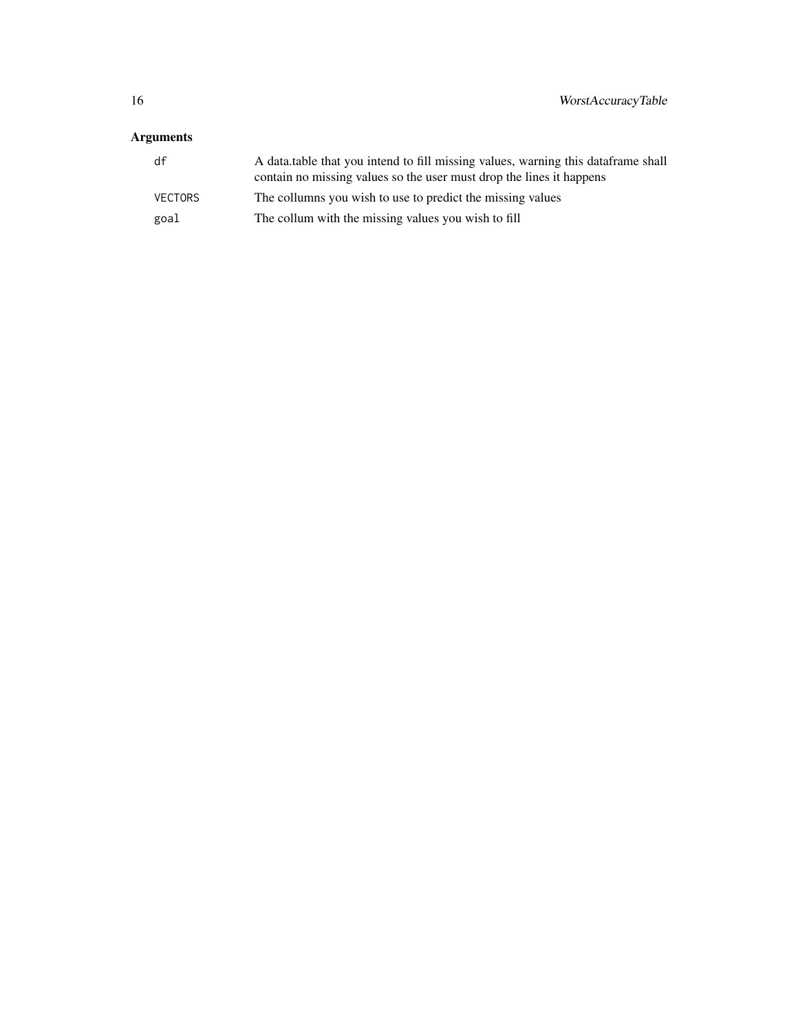## Arguments

| | |
|---|---|
| `df` | A data.table that you intend to fill missing values, warning this dataframe shall contain no missing values so the user must drop the lines it happens |
| `VECTORS` | The collumns you wish to use to predict the missing values |
| `goal` | The collum with the missing values you wish to fill |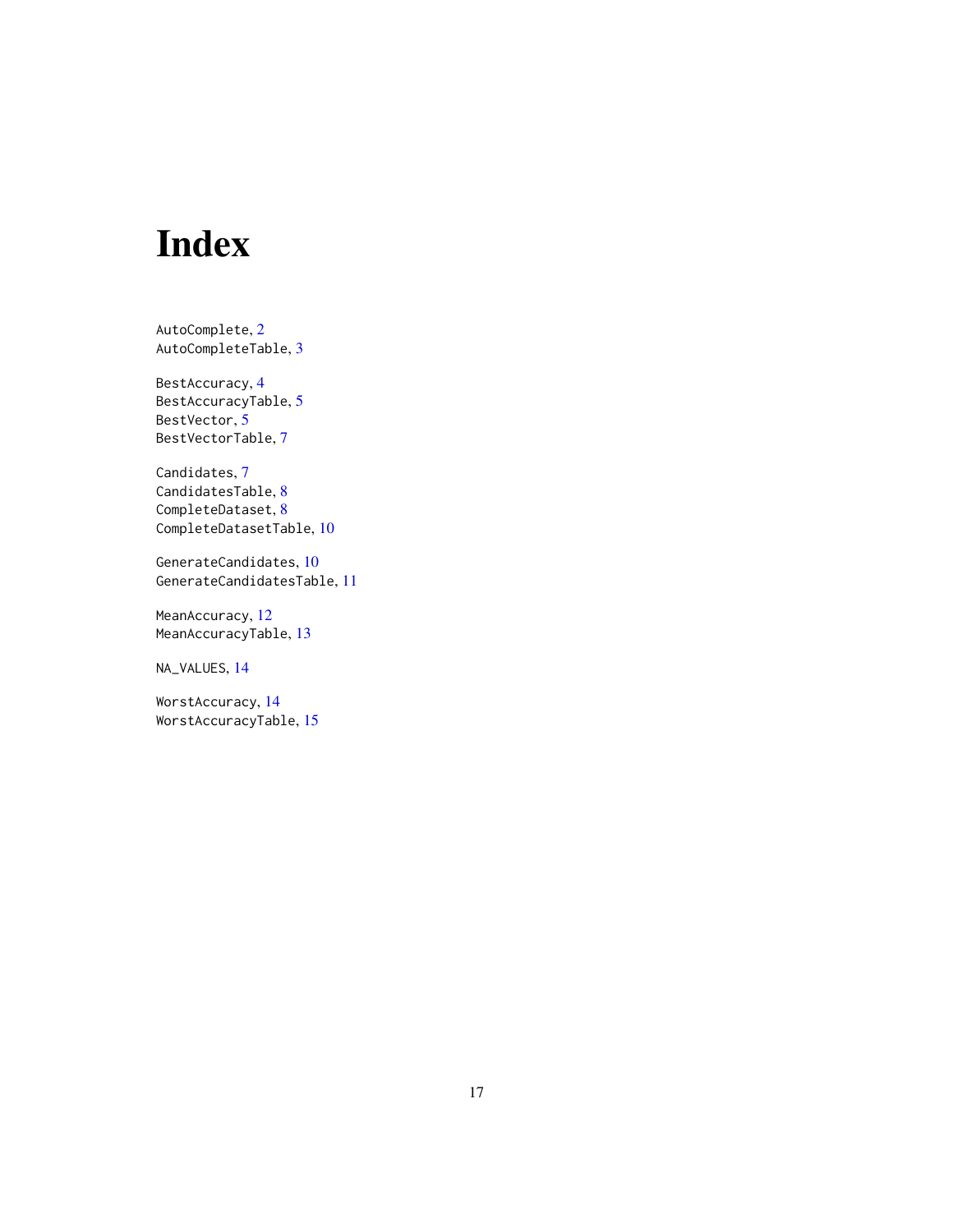# Index

AutoComplete, 2
AutoCompleteTable, 3

BestAccuracy, 4
BestAccuracyTable, 5
BestVector, 5
BestVectorTable, 7

Candidates, 7
CandidatesTable, 8
CompleteDataset, 8
CompleteDatasetTable, 10

GenerateCandidates, 10
GenerateCandidatesTable, 11

MeanAccuracy, 12
MeanAccuracyTable, 13

NA_VALUES, 14

WorstAccuracy, 14
WorstAccuracyTable, 15